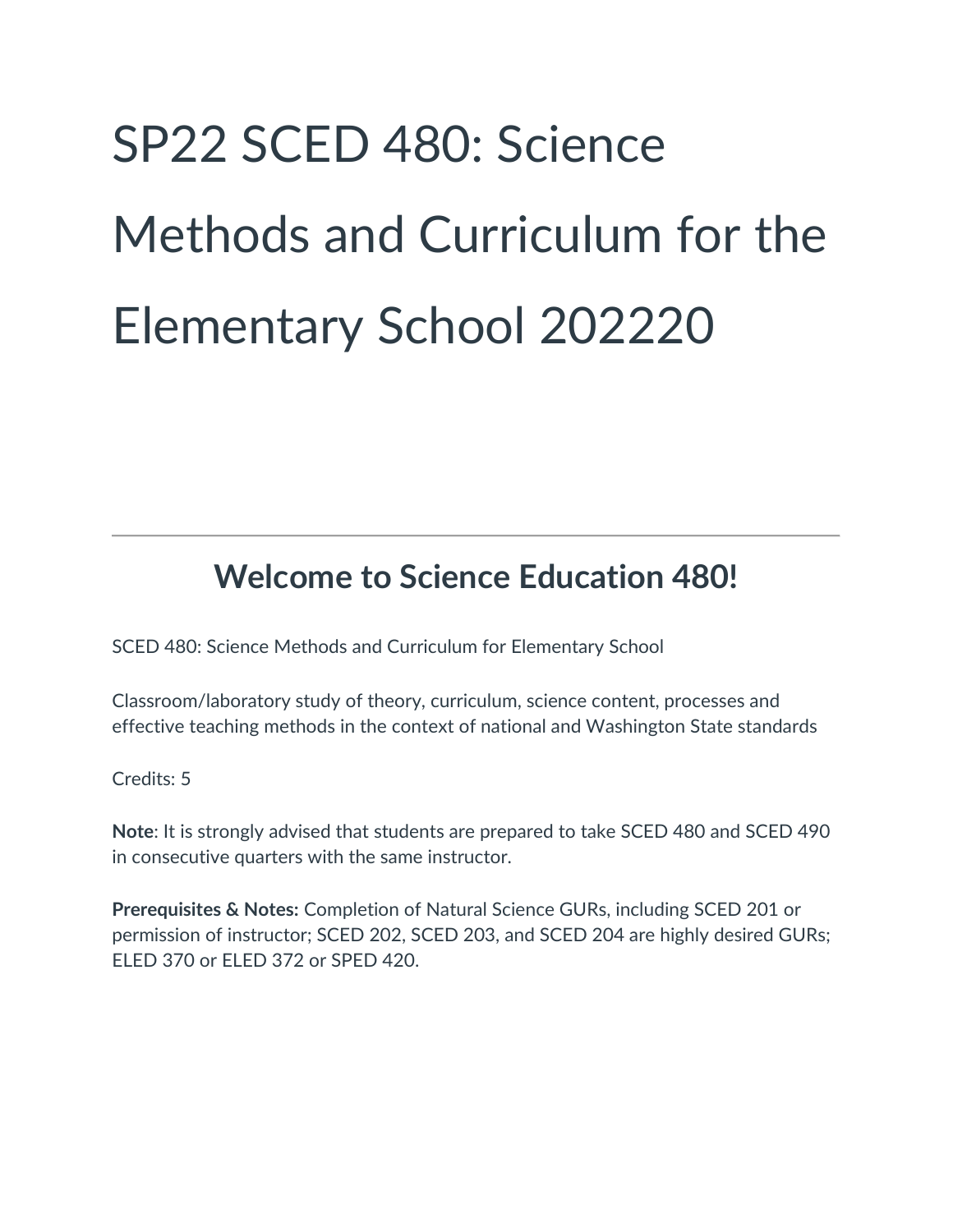# SP22 SCED 480: Science Methods and Curriculum for the Elementary School 202220

---

## Welcome to Science Education 480!

SCED 480: Science Methods and Curriculum for Elementary School

Classroom/laboratory study of theory, curriculum, science content, processes and effective teaching methods in the context of national and Washington State standards

Credits: 5

**Note**: It is strongly advised that students are prepared to take SCED 480 and SCED 490 in consecutive quarters with the same instructor.

**Prerequisites & Notes:** Completion of Natural Science GURs, including SCED 201 or permission of instructor; SCED 202, SCED 203, and SCED 204 are highly desired GURs; ELED 370 or ELED 372 or SPED 420.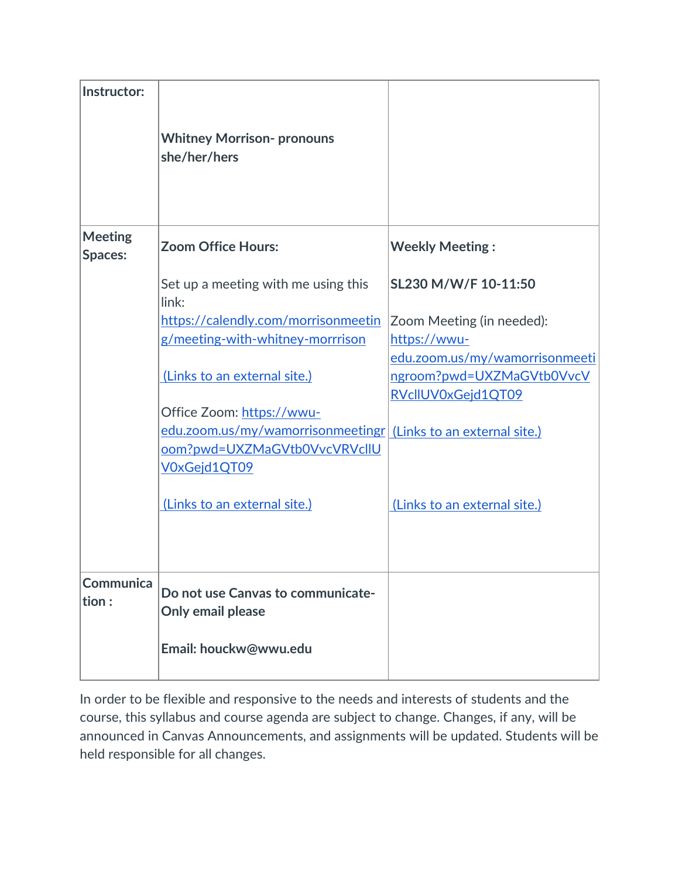| **Instructor:** | **Whitney Morrison- pronouns she/her/hers** | |
|---|---|---|
| **Meeting Spaces:** | **Zoom Office Hours:**<br><br>Set up a meeting with me using this link: https://calendly.com/morrisonmeeting/meeting-with-whitney-morrrison<br><br>(Links to an external site.)<br><br>Office Zoom: https://wwu-edu.zoom.us/my/wamorrisonmeetingroom?pwd=UXZMaGVtb0VvcVRVcllUV0xGejd1QT09<br><br>(Links to an external site.) | **Weekly Meeting :**<br><br>**SL230 M/W/F 10-11:50**<br><br>Zoom Meeting (in needed): https://wwu-edu.zoom.us/my/wamorrisonmeetingroom?pwd=UXZMaGVtb0VvcVRVcllUV0xGejd1QT09<br><br>(Links to an external site.)<br><br>(Links to an external site.) |
| **Communication :** | **Do not use Canvas to communicate- Only email please**<br><br>**Email: houckw@wwu.edu** | |

In order to be flexible and responsive to the needs and interests of students and the course, this syllabus and course agenda are subject to change. Changes, if any, will be announced in Canvas Announcements, and assignments will be updated. Students will be held responsible for all changes.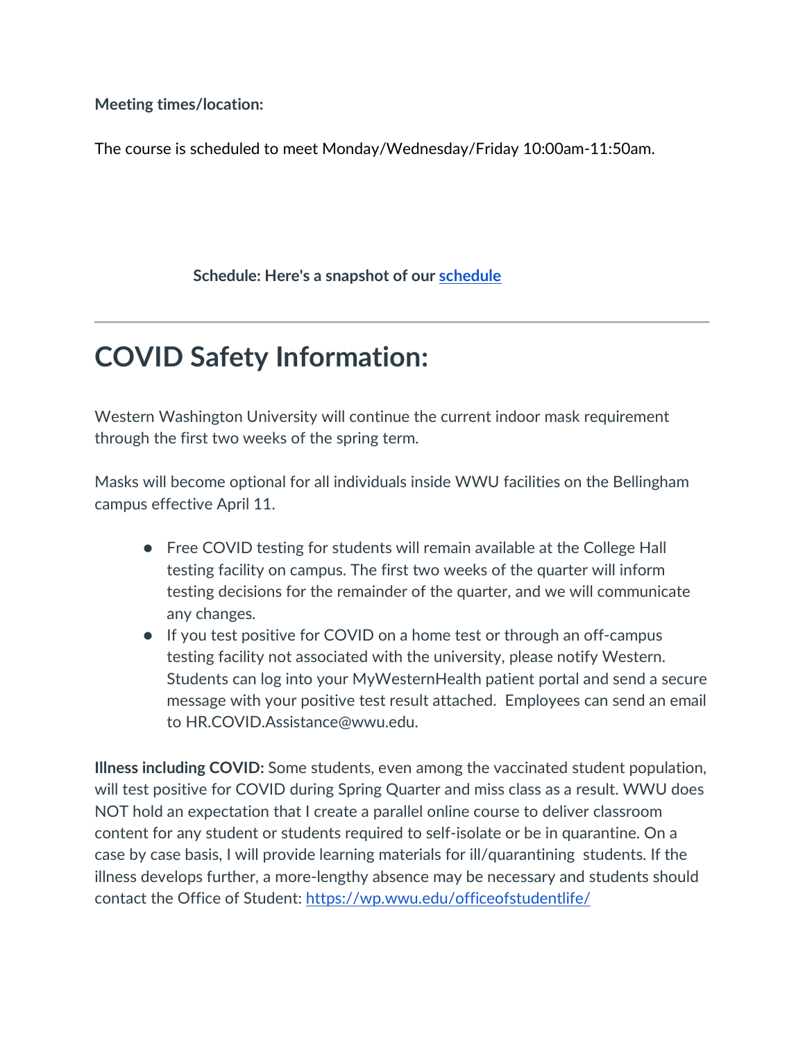**Meeting times/location:**

The course is scheduled to meet Monday/Wednesday/Friday 10:00am-11:50am.

**Schedule: Here's a snapshot of our [schedule]()**

---

# COVID Safety Information:

Western Washington University will continue the current indoor mask requirement through the first two weeks of the spring term.

Masks will become optional for all individuals inside WWU facilities on the Bellingham campus effective April 11.

- Free COVID testing for students will remain available at the College Hall testing facility on campus. The first two weeks of the quarter will inform testing decisions for the remainder of the quarter, and we will communicate any changes.
- If you test positive for COVID on a home test or through an off-campus testing facility not associated with the university, please notify Western. Students can log into your MyWesternHealth patient portal and send a secure message with your positive test result attached. Employees can send an email to HR.COVID.Assistance@wwu.edu.

**Illness including COVID:** Some students, even among the vaccinated student population, will test positive for COVID during Spring Quarter and miss class as a result. WWU does NOT hold an expectation that I create a parallel online course to deliver classroom content for any student or students required to self-isolate or be in quarantine. On a case by case basis, I will provide learning materials for ill/quarantining students. If the illness develops further, a more-lengthy absence may be necessary and students should contact the Office of Student: [https://wp.wwu.edu/officeofstudentlife/](https://wp.wwu.edu/officeofstudentlife/)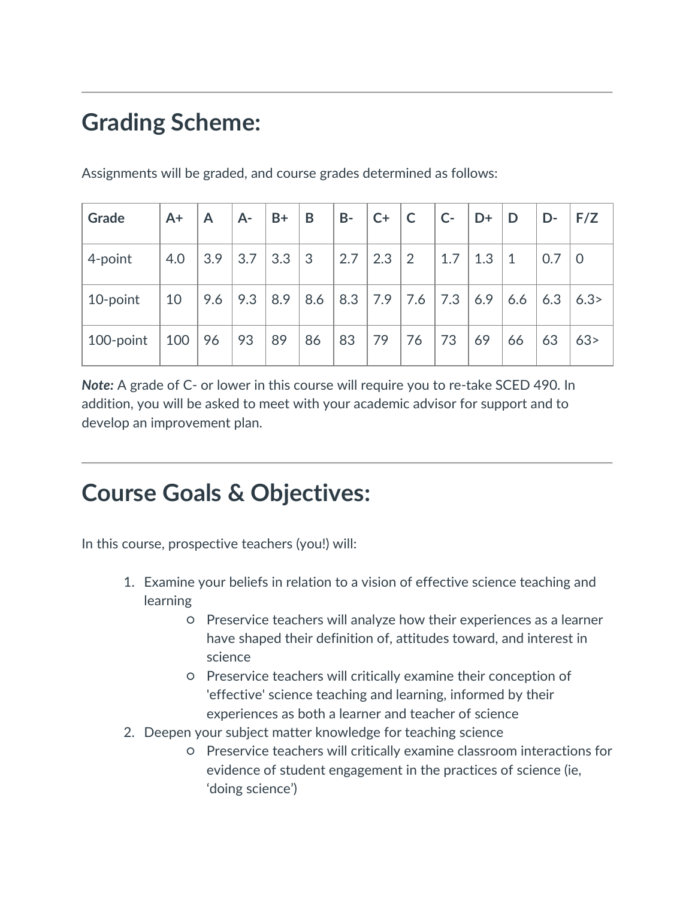---

## Grading Scheme:

Assignments will be graded, and course grades determined as follows:

| Grade | A+ | A | A- | B+ | B | B- | C+ | C | C- | D+ | D | D- | F/Z |
|---|---|---|---|---|---|---|---|---|---|---|---|---|---|
| 4-point | 4.0 | 3.9 | 3.7 | 3.3 | 3 | 2.7 | 2.3 | 2 | 1.7 | 1.3 | 1 | 0.7 | 0 |
| 10-point | 10 | 9.6 | 9.3 | 8.9 | 8.6 | 8.3 | 7.9 | 7.6 | 7.3 | 6.9 | 6.6 | 6.3 | 6.3> |
| 100-point | 100 | 96 | 93 | 89 | 86 | 83 | 79 | 76 | 73 | 69 | 66 | 63 | 63> |

***Note:*** A grade of C- or lower in this course will require you to re-take SCED 490. In addition, you will be asked to meet with your academic advisor for support and to develop an improvement plan.

---

## Course Goals & Objectives:

In this course, prospective teachers (you!) will:

1. Examine your beliefs in relation to a vision of effective science teaching and learning
    - Preservice teachers will analyze how their experiences as a learner have shaped their definition of, attitudes toward, and interest in science
    - Preservice teachers will critically examine their conception of 'effective' science teaching and learning, informed by their experiences as both a learner and teacher of science
2. Deepen your subject matter knowledge for teaching science
    - Preservice teachers will critically examine classroom interactions for evidence of student engagement in the practices of science (ie, ‘doing science’)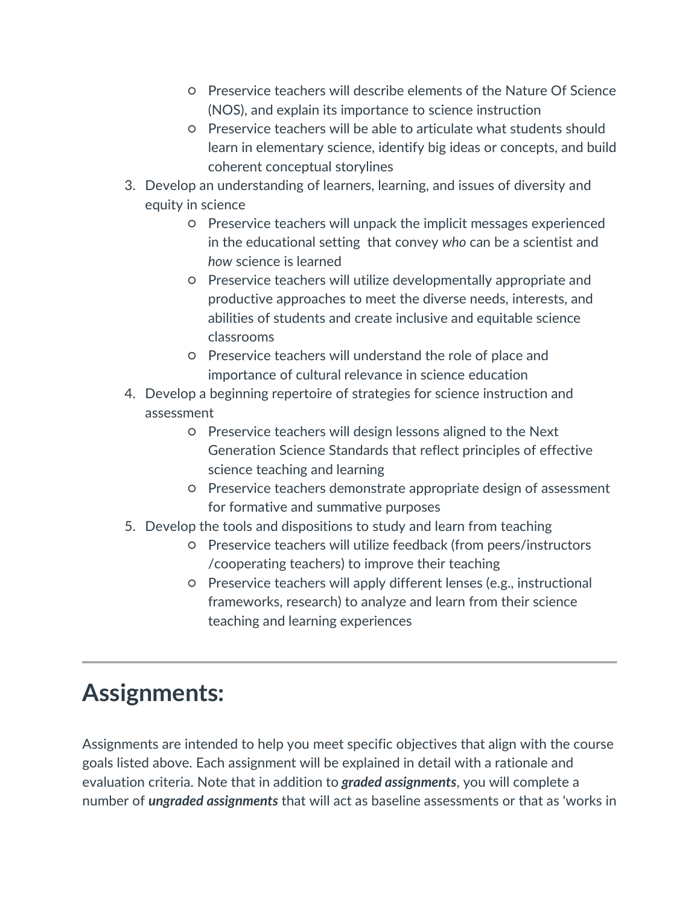- Preservice teachers will describe elements of the Nature Of Science (NOS), and explain its importance to science instruction
    - Preservice teachers will be able to articulate what students should learn in elementary science, identify big ideas or concepts, and build coherent conceptual storylines
3. Develop an understanding of learners, learning, and issues of diversity and equity in science
    - Preservice teachers will unpack the implicit messages experienced in the educational setting that convey *who* can be a scientist and *how* science is learned
    - Preservice teachers will utilize developmentally appropriate and productive approaches to meet the diverse needs, interests, and abilities of students and create inclusive and equitable science classrooms
    - Preservice teachers will understand the role of place and importance of cultural relevance in science education
4. Develop a beginning repertoire of strategies for science instruction and assessment
    - Preservice teachers will design lessons aligned to the Next Generation Science Standards that reflect principles of effective science teaching and learning
    - Preservice teachers demonstrate appropriate design of assessment for formative and summative purposes
5. Develop the tools and dispositions to study and learn from teaching
    - Preservice teachers will utilize feedback (from peers/instructors /cooperating teachers) to improve their teaching
    - Preservice teachers will apply different lenses (e.g., instructional frameworks, research) to analyze and learn from their science teaching and learning experiences

---

# Assignments:

Assignments are intended to help you meet specific objectives that align with the course goals listed above. Each assignment will be explained in detail with a rationale and evaluation criteria. Note that in addition to ***graded assignments***, you will complete a number of ***ungraded assignments*** that will act as baseline assessments or that as 'works in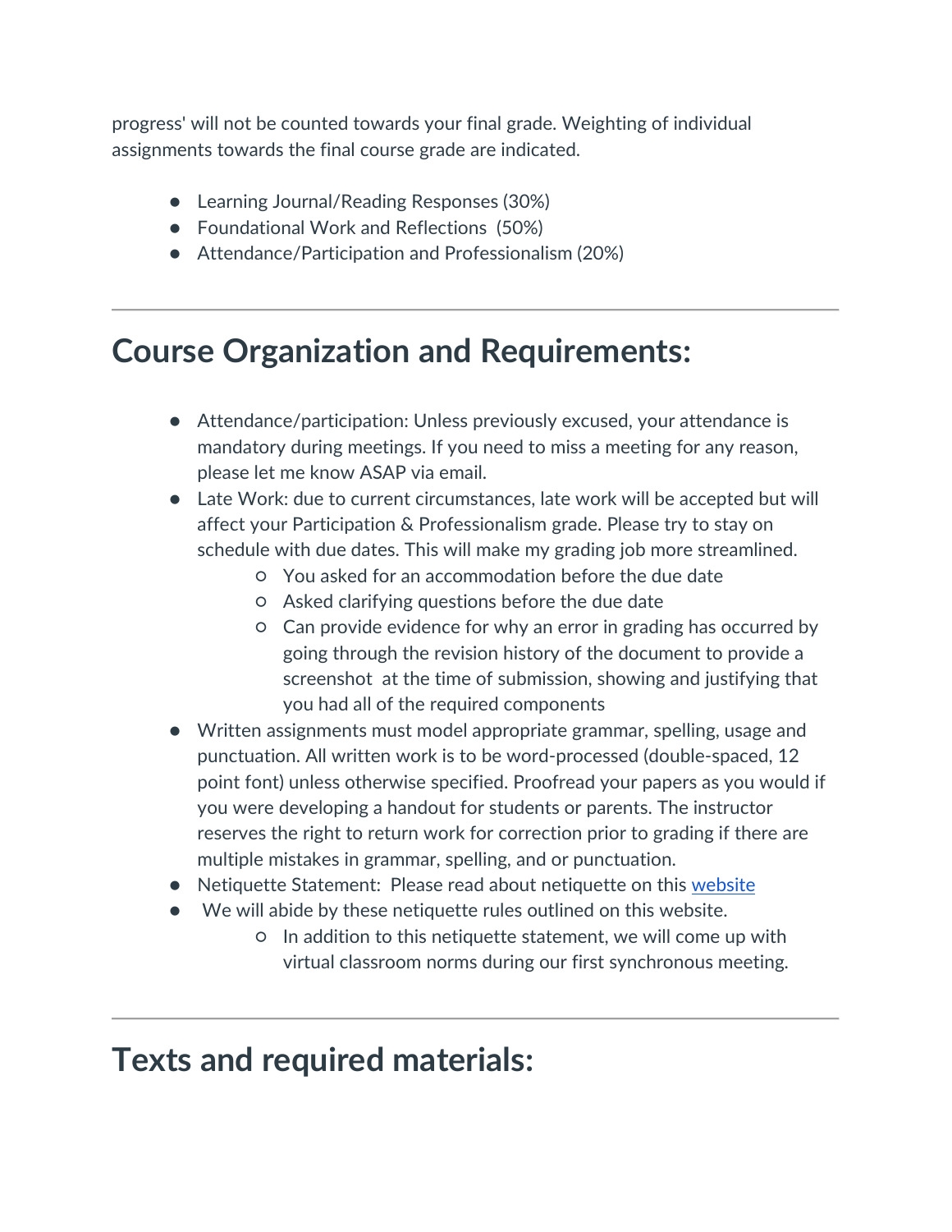progress' will not be counted towards your final grade. Weighting of individual assignments towards the final course grade are indicated.

- Learning Journal/Reading Responses (30%)
- Foundational Work and Reflections (50%)
- Attendance/Participation and Professionalism (20%)

---

## Course Organization and Requirements:

- Attendance/participation: Unless previously excused, your attendance is mandatory during meetings. If you need to miss a meeting for any reason, please let me know ASAP via email.
- Late Work: due to current circumstances, late work will be accepted but will affect your Participation & Professionalism grade. Please try to stay on schedule with due dates. This will make my grading job more streamlined.
    - You asked for an accommodation before the due date
    - Asked clarifying questions before the due date
    - Can provide evidence for why an error in grading has occurred by going through the revision history of the document to provide a screenshot at the time of submission, showing and justifying that you had all of the required components
- Written assignments must model appropriate grammar, spelling, usage and punctuation. All written work is to be word-processed (double-spaced, 12 point font) unless otherwise specified. Proofread your papers as you would if you were developing a handout for students or parents. The instructor reserves the right to return work for correction prior to grading if there are multiple mistakes in grammar, spelling, and or punctuation.
- Netiquette Statement: Please read about netiquette on this website
- We will abide by these netiquette rules outlined on this website.
    - In addition to this netiquette statement, we will come up with virtual classroom norms during our first synchronous meeting.

---

## Texts and required materials: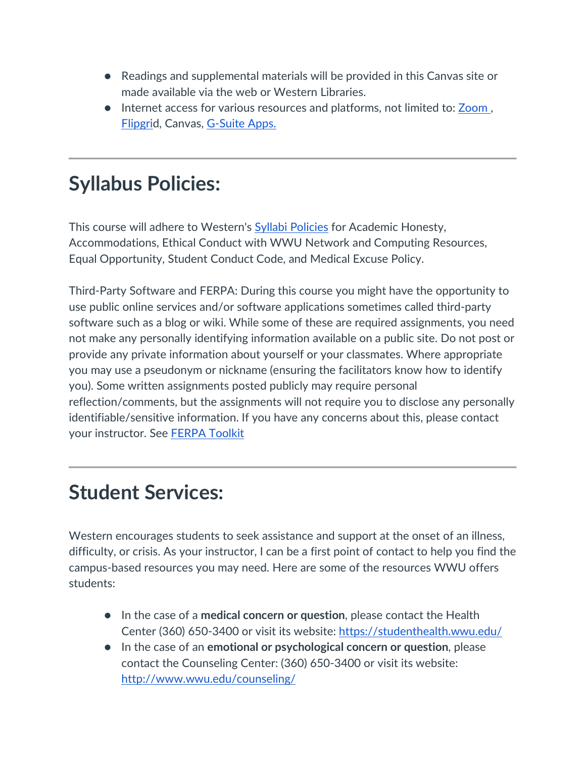- Readings and supplemental materials will be provided in this Canvas site or made available via the web or Western Libraries.
- Internet access for various resources and platforms, not limited to: Zoom , Flipgrid, Canvas, G-Suite Apps.

---

## Syllabus Policies:

This course will adhere to Western's Syllabi Policies for Academic Honesty, Accommodations, Ethical Conduct with WWU Network and Computing Resources, Equal Opportunity, Student Conduct Code, and Medical Excuse Policy.

Third-Party Software and FERPA: During this course you might have the opportunity to use public online services and/or software applications sometimes called third-party software such as a blog or wiki. While some of these are required assignments, you need not make any personally identifying information available on a public site. Do not post or provide any private information about yourself or your classmates. Where appropriate you may use a pseudonym or nickname (ensuring the facilitators know how to identify you). Some written assignments posted publicly may require personal reflection/comments, but the assignments will not require you to disclose any personally identifiable/sensitive information. If you have any concerns about this, please contact your instructor. See FERPA Toolkit

---

## Student Services:

Western encourages students to seek assistance and support at the onset of an illness, difficulty, or crisis. As your instructor, I can be a first point of contact to help you find the campus-based resources you may need. Here are some of the resources WWU offers students:

- In the case of a **medical concern or question**, please contact the Health Center (360) 650-3400 or visit its website: https://studenthealth.wwu.edu/
- In the case of an **emotional or psychological concern or question**, please contact the Counseling Center: (360) 650-3400 or visit its website: http://www.wwu.edu/counseling/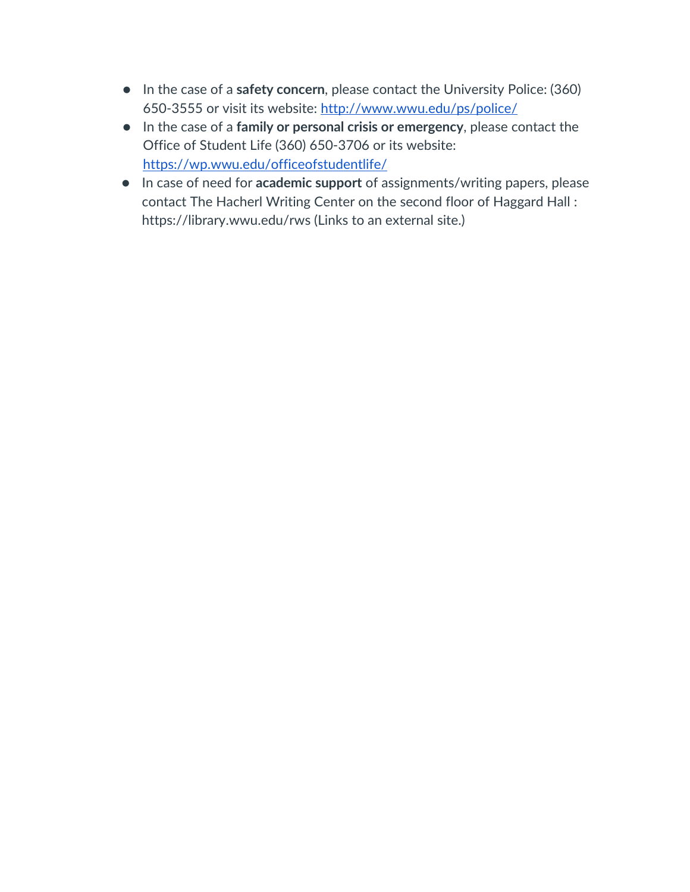- In the case of a **safety concern**, please contact the University Police: (360) 650-3555 or visit its website: [http://www.wwu.edu/ps/police/](http://www.wwu.edu/ps/police/)
- In the case of a **family or personal crisis or emergency**, please contact the Office of Student Life (360) 650-3706 or its website: [https://wp.wwu.edu/officeofstudentlife/](https://wp.wwu.edu/officeofstudentlife/)
- In case of need for **academic support** of assignments/writing papers, please contact The Hacherl Writing Center on the second floor of Haggard Hall : https://library.wwu.edu/rws (Links to an external site.)